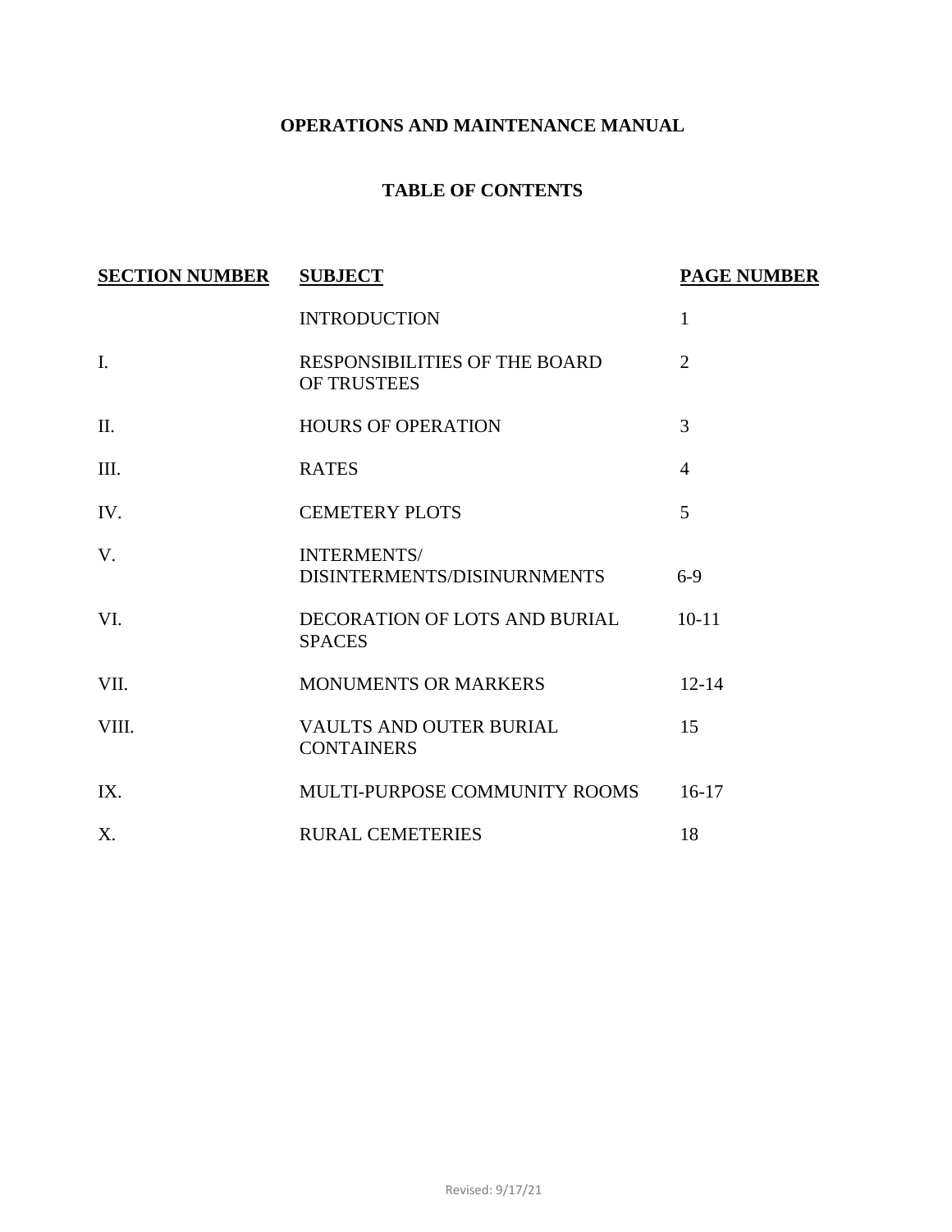# OPERATIONS AND MAINTENANCE MANUAL

## TABLE OF CONTENTS

| SECTION NUMBER | SUBJECT | PAGE NUMBER |
|---|---|---|
| | INTRODUCTION | 1 |
| I. | RESPONSIBILITIES OF THE BOARD OF TRUSTEES | 2 |
| II. | HOURS OF OPERATION | 3 |
| III. | RATES | 4 |
| IV. | CEMETERY PLOTS | 5 |
| V. | INTERMENTS/ DISINTERMENTS/DISINURNMENTS | 6-9 |
| VI. | DECORATION OF LOTS AND BURIAL SPACES | 10-11 |
| VII. | MONUMENTS OR MARKERS | 12-14 |
| VIII. | VAULTS AND OUTER BURIAL CONTAINERS | 15 |
| IX. | MULTI-PURPOSE COMMUNITY ROOMS | 16-17 |
| X. | RURAL CEMETERIES | 18 |

Revised: 9/17/21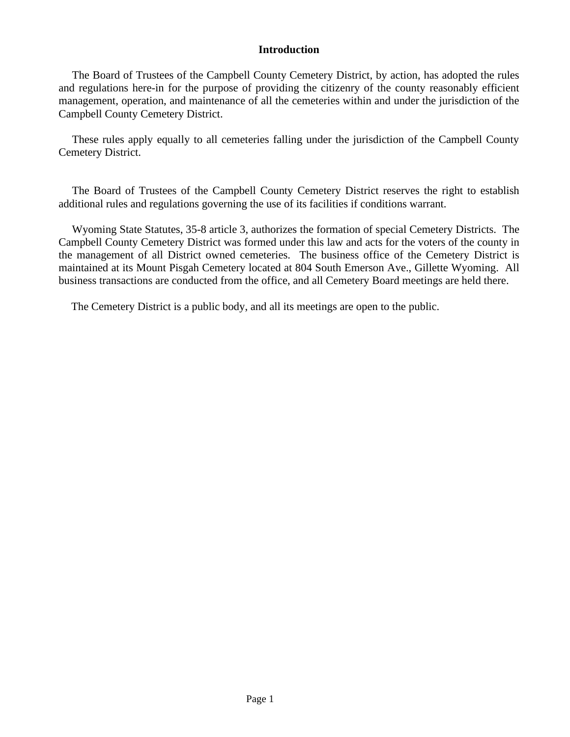# Introduction

The Board of Trustees of the Campbell County Cemetery District, by action, has adopted the rules and regulations here-in for the purpose of providing the citizenry of the county reasonably efficient management, operation, and maintenance of all the cemeteries within and under the jurisdiction of the Campbell County Cemetery District.

These rules apply equally to all cemeteries falling under the jurisdiction of the Campbell County Cemetery District.

The Board of Trustees of the Campbell County Cemetery District reserves the right to establish additional rules and regulations governing the use of its facilities if conditions warrant.

Wyoming State Statutes, 35-8 article 3, authorizes the formation of special Cemetery Districts. The Campbell County Cemetery District was formed under this law and acts for the voters of the county in the management of all District owned cemeteries. The business office of the Cemetery District is maintained at its Mount Pisgah Cemetery located at 804 South Emerson Ave., Gillette Wyoming. All business transactions are conducted from the office, and all Cemetery Board meetings are held there.

The Cemetery District is a public body, and all its meetings are open to the public.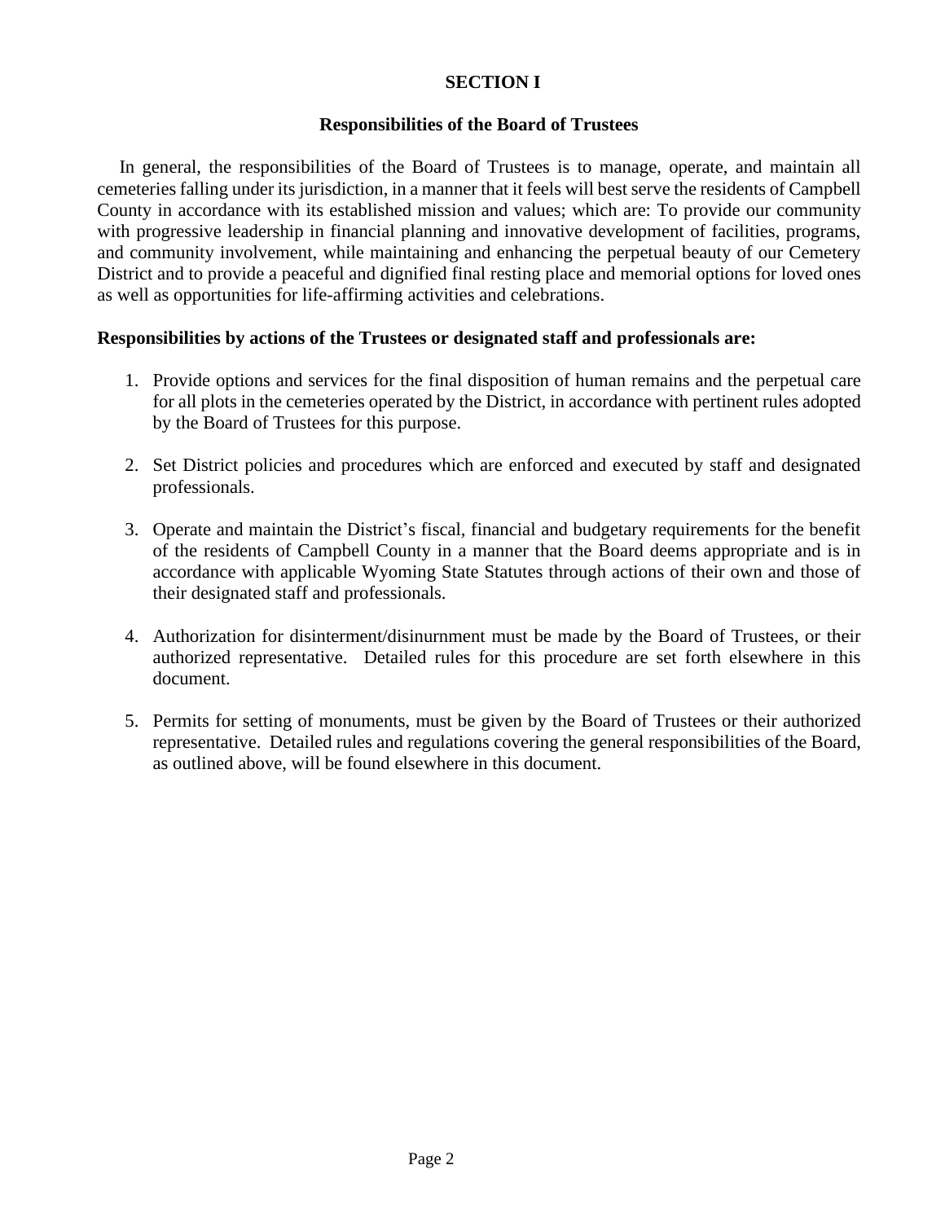## SECTION I

### Responsibilities of the Board of Trustees

In general, the responsibilities of the Board of Trustees is to manage, operate, and maintain all cemeteries falling under its jurisdiction, in a manner that it feels will best serve the residents of Campbell County in accordance with its established mission and values; which are: To provide our community with progressive leadership in financial planning and innovative development of facilities, programs, and community involvement, while maintaining and enhancing the perpetual beauty of our Cemetery District and to provide a peaceful and dignified final resting place and memorial options for loved ones as well as opportunities for life-affirming activities and celebrations.

**Responsibilities by actions of the Trustees or designated staff and professionals are:**

1. Provide options and services for the final disposition of human remains and the perpetual care for all plots in the cemeteries operated by the District, in accordance with pertinent rules adopted by the Board of Trustees for this purpose.

2. Set District policies and procedures which are enforced and executed by staff and designated professionals.

3. Operate and maintain the District's fiscal, financial and budgetary requirements for the benefit of the residents of Campbell County in a manner that the Board deems appropriate and is in accordance with applicable Wyoming State Statutes through actions of their own and those of their designated staff and professionals.

4. Authorization for disinterment/disinurnment must be made by the Board of Trustees, or their authorized representative. Detailed rules for this procedure are set forth elsewhere in this document.

5. Permits for setting of monuments, must be given by the Board of Trustees or their authorized representative. Detailed rules and regulations covering the general responsibilities of the Board, as outlined above, will be found elsewhere in this document.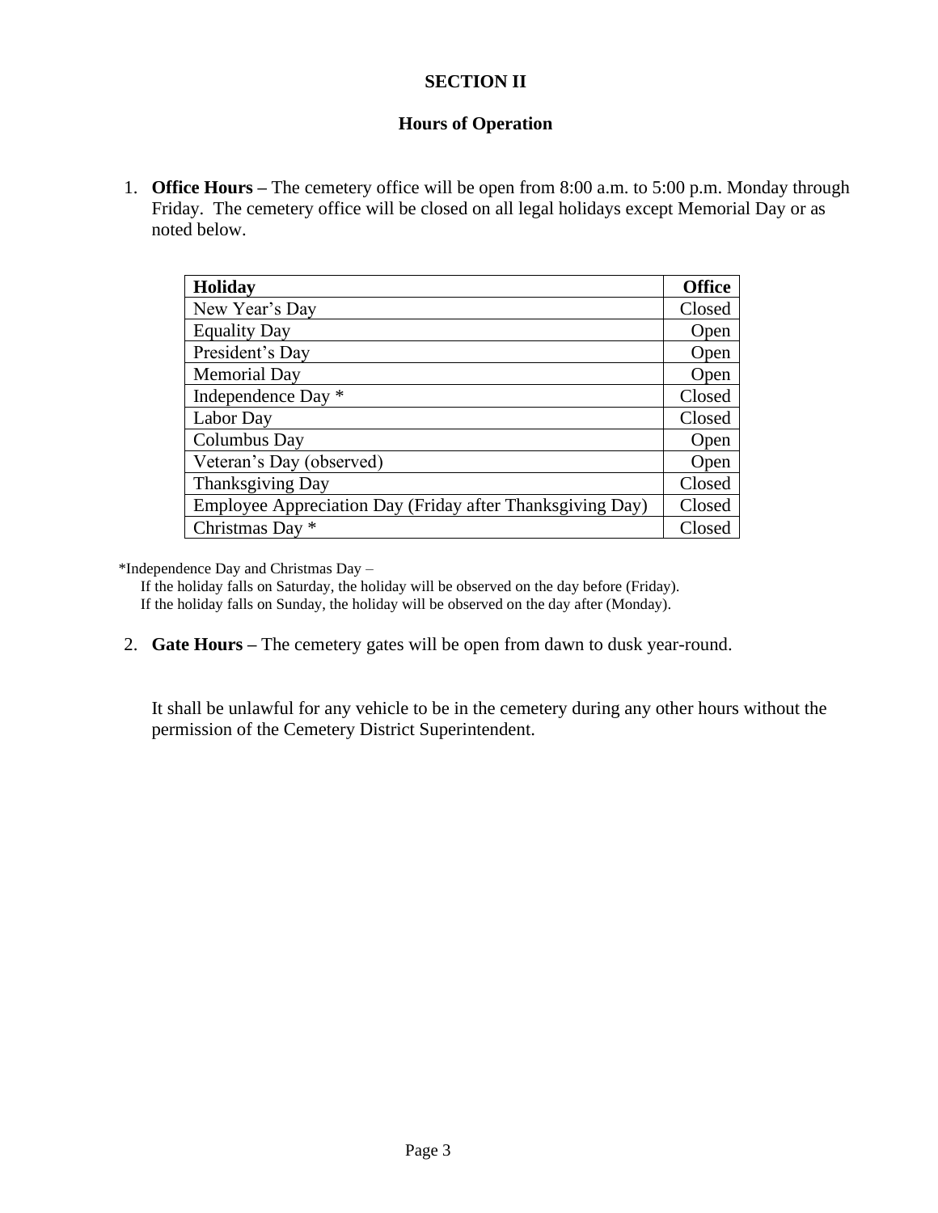## SECTION II

### Hours of Operation

1. **Office Hours –** The cemetery office will be open from 8:00 a.m. to 5:00 p.m. Monday through Friday. The cemetery office will be closed on all legal holidays except Memorial Day or as noted below.

| Holiday | Office |
|---|---|
| New Year's Day | Closed |
| Equality Day | Open |
| President's Day | Open |
| Memorial Day | Open |
| Independence Day * | Closed |
| Labor Day | Closed |
| Columbus Day | Open |
| Veteran's Day (observed) | Open |
| Thanksgiving Day | Closed |
| Employee Appreciation Day (Friday after Thanksgiving Day) | Closed |
| Christmas Day * | Closed |

*Independence Day and Christmas Day –
If the holiday falls on Saturday, the holiday will be observed on the day before (Friday).
If the holiday falls on Sunday, the holiday will be observed on the day after (Monday).

2. **Gate Hours –** The cemetery gates will be open from dawn to dusk year-round.

   It shall be unlawful for any vehicle to be in the cemetery during any other hours without the permission of the Cemetery District Superintendent.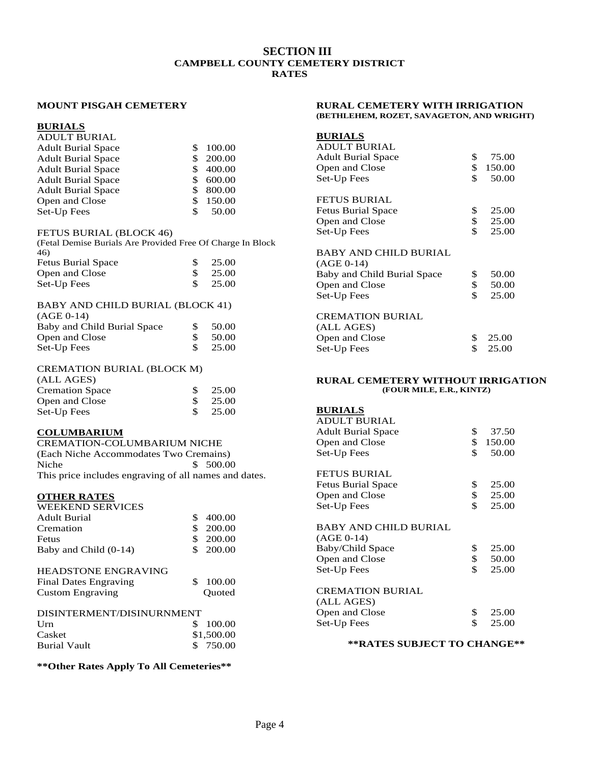# SECTION III
## CAMPBELL COUNTY CEMETERY DISTRICT
## RATES

### MOUNT PISGAH CEMETERY

**BURIALS**

ADULT BURIAL

| | |
|---|---|
| Adult Burial Space | $ 100.00 |
| Adult Burial Space | $ 200.00 |
| Adult Burial Space | $ 400.00 |
| Adult Burial Space | $ 600.00 |
| Adult Burial Space | $ 800.00 |
| Open and Close | $ 150.00 |
| Set-Up Fees | $ 50.00 |

FETUS BURIAL (BLOCK 46)
(Fetal Demise Burials Are Provided Free Of Charge In Block 46)

| | |
|---|---|
| Fetus Burial Space | $ 25.00 |
| Open and Close | $ 25.00 |
| Set-Up Fees | $ 25.00 |

BABY AND CHILD BURIAL (BLOCK 41)
(AGE 0-14)

| | |
|---|---|
| Baby and Child Burial Space | $ 50.00 |
| Open and Close | $ 50.00 |
| Set-Up Fees | $ 25.00 |

CREMATION BURIAL (BLOCK M)
(ALL AGES)

| | |
|---|---|
| Cremation Space | $ 25.00 |
| Open and Close | $ 25.00 |
| Set-Up Fees | $ 25.00 |

**COLUMBARIUM**

CREMATION-COLUMBARIUM NICHE
(Each Niche Accommodates Two Cremains)

| | |
|---|---|
| Niche | $ 500.00 |

This price includes engraving of all names and dates.

**OTHER RATES**

WEEKEND SERVICES

| | |
|---|---|
| Adult Burial | $ 400.00 |
| Cremation | $ 200.00 |
| Fetus | $ 200.00 |
| Baby and Child (0-14) | $ 200.00 |

HEADSTONE ENGRAVING

| | |
|---|---|
| Final Dates Engraving | $ 100.00 |
| Custom Engraving | Quoted |

DISINTERMENT/DISINURNMENT

| | |
|---|---|
| Urn | $ 100.00 |
| Casket | $1,500.00 |
| Burial Vault | $ 750.00 |

**\*\*Other Rates Apply To All Cemeteries\*\***

### RURAL CEMETERY WITH IRRIGATION
**(BETHLEHEM, ROZET, SAVAGETON, AND WRIGHT)**

**BURIALS**

ADULT BURIAL

| | |
|---|---|
| Adult Burial Space | $ 75.00 |
| Open and Close | $ 150.00 |
| Set-Up Fees | $ 50.00 |

FETUS BURIAL

| | |
|---|---|
| Fetus Burial Space | $ 25.00 |
| Open and Close | $ 25.00 |
| Set-Up Fees | $ 25.00 |

BABY AND CHILD BURIAL
(AGE 0-14)

| | |
|---|---|
| Baby and Child Burial Space | $ 50.00 |
| Open and Close | $ 50.00 |
| Set-Up Fees | $ 25.00 |

CREMATION BURIAL
(ALL AGES)

| | |
|---|---|
| Open and Close | $ 25.00 |
| Set-Up Fees | $ 25.00 |

### RURAL CEMETERY WITHOUT IRRIGATION
**(FOUR MILE, E.R., KINTZ)**

**BURIALS**

ADULT BURIAL

| | |
|---|---|
| Adult Burial Space | $ 37.50 |
| Open and Close | $ 150.00 |
| Set-Up Fees | $ 50.00 |

FETUS BURIAL

| | |
|---|---|
| Fetus Burial Space | $ 25.00 |
| Open and Close | $ 25.00 |
| Set-Up Fees | $ 25.00 |

BABY AND CHILD BURIAL
(AGE 0-14)

| | |
|---|---|
| Baby/Child Space | $ 25.00 |
| Open and Close | $ 50.00 |
| Set-Up Fees | $ 25.00 |

CREMATION BURIAL
(ALL AGES)

| | |
|---|---|
| Open and Close | $ 25.00 |
| Set-Up Fees | $ 25.00 |

**\*\*RATES SUBJECT TO CHANGE\*\***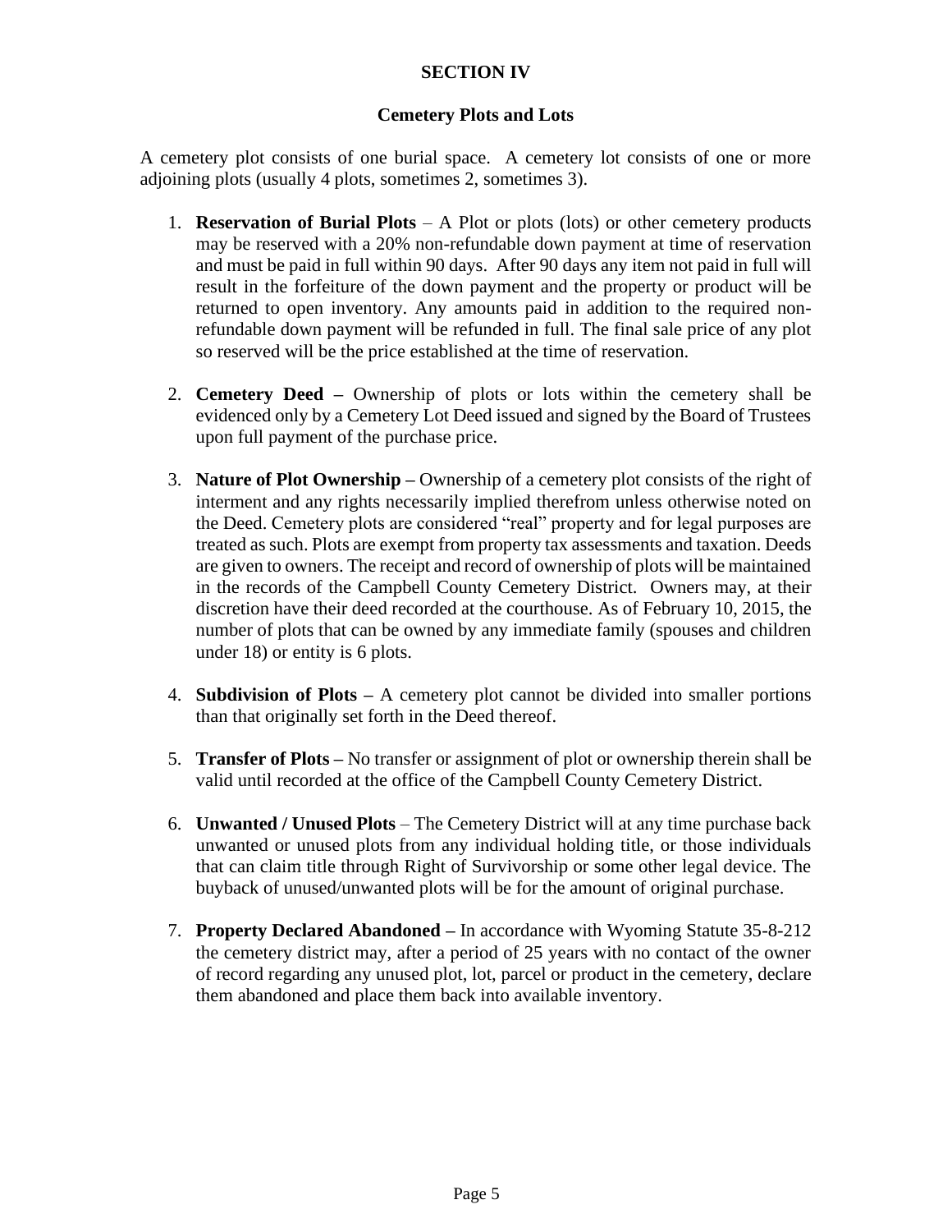## SECTION IV

### Cemetery Plots and Lots

A cemetery plot consists of one burial space. A cemetery lot consists of one or more adjoining plots (usually 4 plots, sometimes 2, sometimes 3).

1. **Reservation of Burial Plots** – A Plot or plots (lots) or other cemetery products may be reserved with a 20% non-refundable down payment at time of reservation and must be paid in full within 90 days. After 90 days any item not paid in full will result in the forfeiture of the down payment and the property or product will be returned to open inventory. Any amounts paid in addition to the required non-refundable down payment will be refunded in full. The final sale price of any plot so reserved will be the price established at the time of reservation.

2. **Cemetery Deed –** Ownership of plots or lots within the cemetery shall be evidenced only by a Cemetery Lot Deed issued and signed by the Board of Trustees upon full payment of the purchase price.

3. **Nature of Plot Ownership –** Ownership of a cemetery plot consists of the right of interment and any rights necessarily implied therefrom unless otherwise noted on the Deed. Cemetery plots are considered "real" property and for legal purposes are treated as such. Plots are exempt from property tax assessments and taxation. Deeds are given to owners. The receipt and record of ownership of plots will be maintained in the records of the Campbell County Cemetery District. Owners may, at their discretion have their deed recorded at the courthouse. As of February 10, 2015, the number of plots that can be owned by any immediate family (spouses and children under 18) or entity is 6 plots.

4. **Subdivision of Plots –** A cemetery plot cannot be divided into smaller portions than that originally set forth in the Deed thereof.

5. **Transfer of Plots –** No transfer or assignment of plot or ownership therein shall be valid until recorded at the office of the Campbell County Cemetery District.

6. **Unwanted / Unused Plots** – The Cemetery District will at any time purchase back unwanted or unused plots from any individual holding title, or those individuals that can claim title through Right of Survivorship or some other legal device. The buyback of unused/unwanted plots will be for the amount of original purchase.

7. **Property Declared Abandoned –** In accordance with Wyoming Statute 35-8-212 the cemetery district may, after a period of 25 years with no contact of the owner of record regarding any unused plot, lot, parcel or product in the cemetery, declare them abandoned and place them back into available inventory.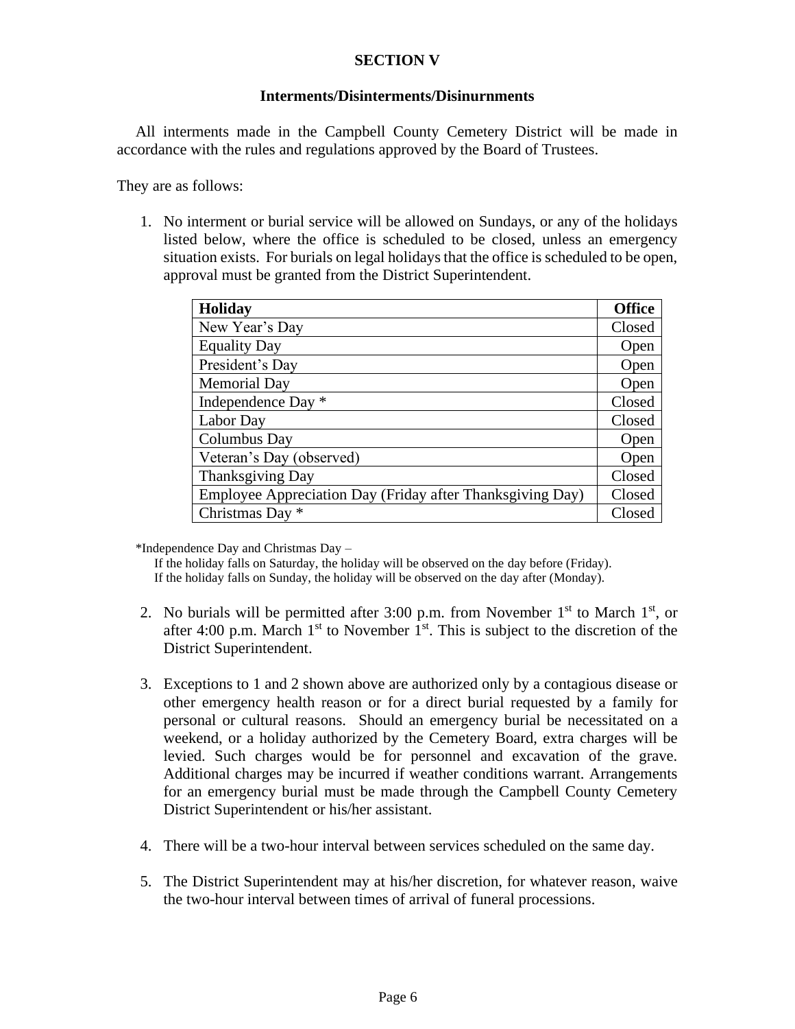# SECTION V

## Interments/Disinterments/Disinurnments

All interments made in the Campbell County Cemetery District will be made in accordance with the rules and regulations approved by the Board of Trustees.

They are as follows:

1. No interment or burial service will be allowed on Sundays, or any of the holidays listed below, where the office is scheduled to be closed, unless an emergency situation exists. For burials on legal holidays that the office is scheduled to be open, approval must be granted from the District Superintendent.

| Holiday | Office |
| --- | ---: |
| New Year's Day | Closed |
| Equality Day | Open |
| President's Day | Open |
| Memorial Day | Open |
| Independence Day * | Closed |
| Labor Day | Closed |
| Columbus Day | Open |
| Veteran's Day (observed) | Open |
| Thanksgiving Day | Closed |
| Employee Appreciation Day (Friday after Thanksgiving Day) | Closed |
| Christmas Day * | Closed |

*Independence Day and Christmas Day –
If the holiday falls on Saturday, the holiday will be observed on the day before (Friday).
If the holiday falls on Sunday, the holiday will be observed on the day after (Monday).

2. No burials will be permitted after 3:00 p.m. from November 1st to March 1st, or after 4:00 p.m. March 1st to November 1st. This is subject to the discretion of the District Superintendent.

3. Exceptions to 1 and 2 shown above are authorized only by a contagious disease or other emergency health reason or for a direct burial requested by a family for personal or cultural reasons. Should an emergency burial be necessitated on a weekend, or a holiday authorized by the Cemetery Board, extra charges will be levied. Such charges would be for personnel and excavation of the grave. Additional charges may be incurred if weather conditions warrant. Arrangements for an emergency burial must be made through the Campbell County Cemetery District Superintendent or his/her assistant.

4. There will be a two-hour interval between services scheduled on the same day.

5. The District Superintendent may at his/her discretion, for whatever reason, waive the two-hour interval between times of arrival of funeral processions.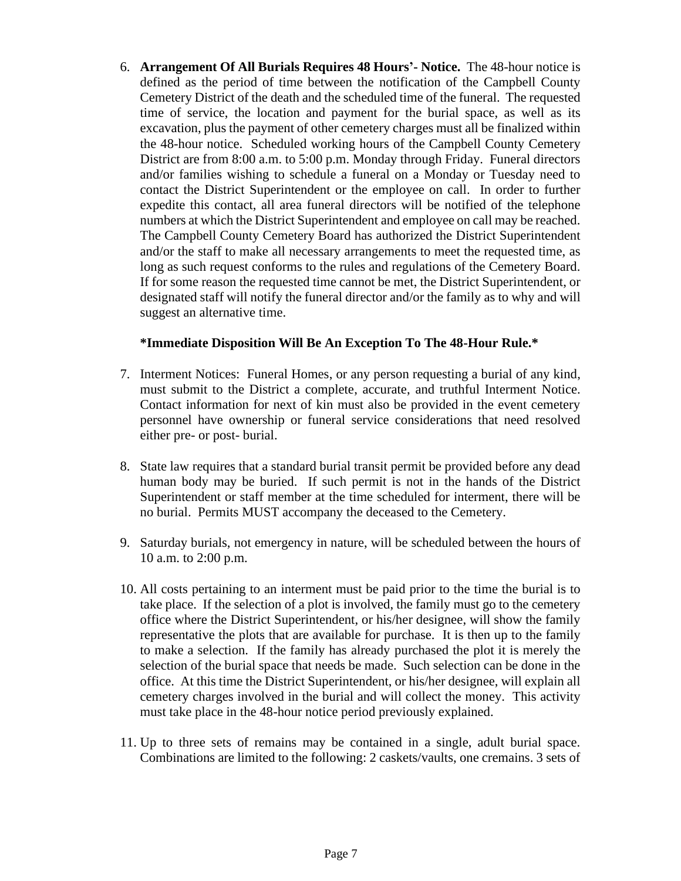6. **Arrangement Of All Burials Requires 48 Hours'- Notice.** The 48-hour notice is defined as the period of time between the notification of the Campbell County Cemetery District of the death and the scheduled time of the funeral. The requested time of service, the location and payment for the burial space, as well as its excavation, plus the payment of other cemetery charges must all be finalized within the 48-hour notice. Scheduled working hours of the Campbell County Cemetery District are from 8:00 a.m. to 5:00 p.m. Monday through Friday. Funeral directors and/or families wishing to schedule a funeral on a Monday or Tuesday need to contact the District Superintendent or the employee on call. In order to further expedite this contact, all area funeral directors will be notified of the telephone numbers at which the District Superintendent and employee on call may be reached. The Campbell County Cemetery Board has authorized the District Superintendent and/or the staff to make all necessary arrangements to meet the requested time, as long as such request conforms to the rules and regulations of the Cemetery Board. If for some reason the requested time cannot be met, the District Superintendent, or designated staff will notify the funeral director and/or the family as to why and will suggest an alternative time.

   **\*Immediate Disposition Will Be An Exception To The 48-Hour Rule.\***

7. Interment Notices: Funeral Homes, or any person requesting a burial of any kind, must submit to the District a complete, accurate, and truthful Interment Notice. Contact information for next of kin must also be provided in the event cemetery personnel have ownership or funeral service considerations that need resolved either pre- or post- burial.

8. State law requires that a standard burial transit permit be provided before any dead human body may be buried. If such permit is not in the hands of the District Superintendent or staff member at the time scheduled for interment, there will be no burial. Permits MUST accompany the deceased to the Cemetery.

9. Saturday burials, not emergency in nature, will be scheduled between the hours of 10 a.m. to 2:00 p.m.

10. All costs pertaining to an interment must be paid prior to the time the burial is to take place. If the selection of a plot is involved, the family must go to the cemetery office where the District Superintendent, or his/her designee, will show the family representative the plots that are available for purchase. It is then up to the family to make a selection. If the family has already purchased the plot it is merely the selection of the burial space that needs be made. Such selection can be done in the office. At this time the District Superintendent, or his/her designee, will explain all cemetery charges involved in the burial and will collect the money. This activity must take place in the 48-hour notice period previously explained.

11. Up to three sets of remains may be contained in a single, adult burial space. Combinations are limited to the following: 2 caskets/vaults, one cremains. 3 sets of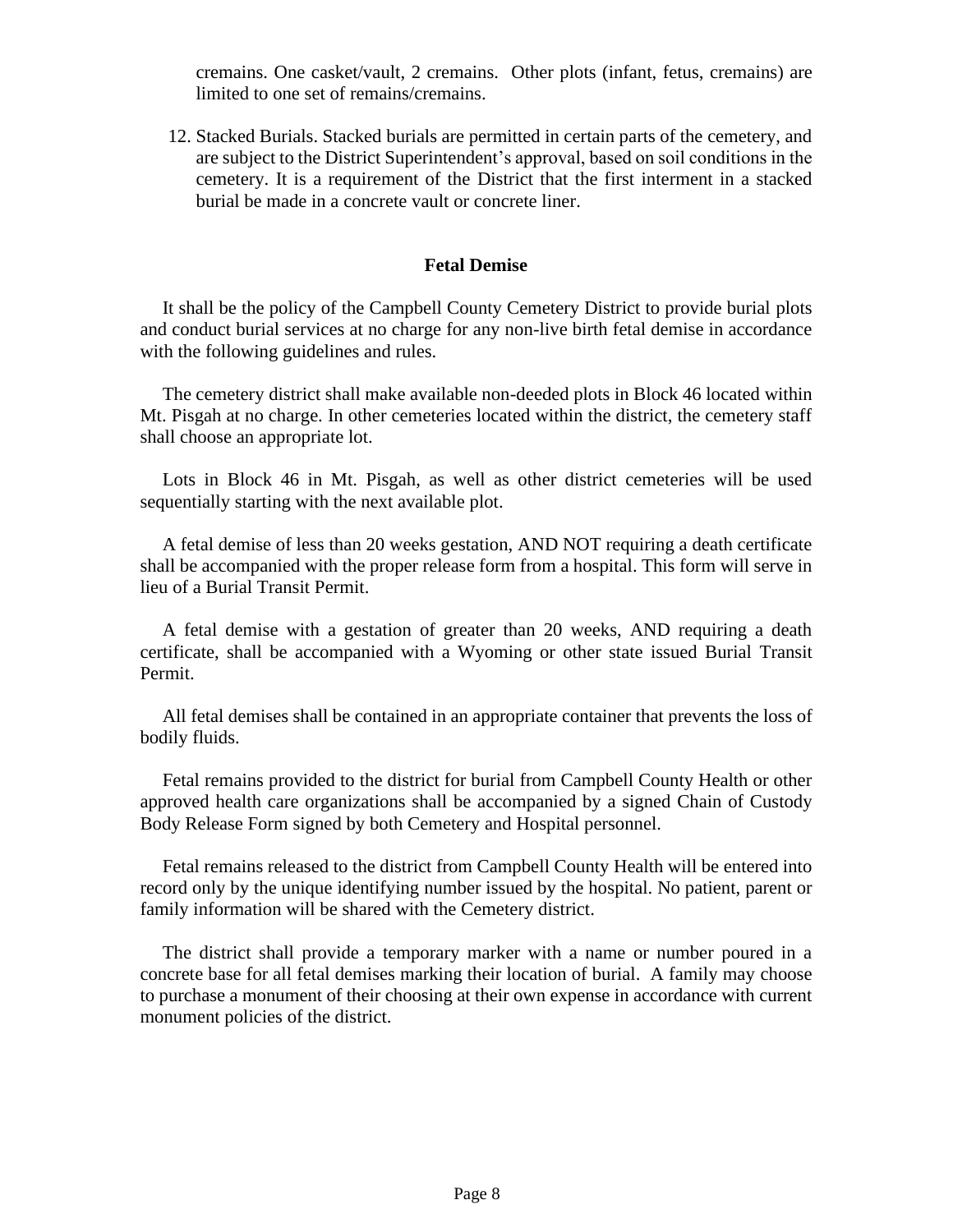cremains. One casket/vault, 2 cremains. Other plots (infant, fetus, cremains) are limited to one set of remains/cremains.

12. Stacked Burials. Stacked burials are permitted in certain parts of the cemetery, and are subject to the District Superintendent's approval, based on soil conditions in the cemetery. It is a requirement of the District that the first interment in a stacked burial be made in a concrete vault or concrete liner.

**Fetal Demise**

It shall be the policy of the Campbell County Cemetery District to provide burial plots and conduct burial services at no charge for any non-live birth fetal demise in accordance with the following guidelines and rules.

The cemetery district shall make available non-deeded plots in Block 46 located within Mt. Pisgah at no charge. In other cemeteries located within the district, the cemetery staff shall choose an appropriate lot.

Lots in Block 46 in Mt. Pisgah, as well as other district cemeteries will be used sequentially starting with the next available plot.

A fetal demise of less than 20 weeks gestation, AND NOT requiring a death certificate shall be accompanied with the proper release form from a hospital. This form will serve in lieu of a Burial Transit Permit.

A fetal demise with a gestation of greater than 20 weeks, AND requiring a death certificate, shall be accompanied with a Wyoming or other state issued Burial Transit Permit.

All fetal demises shall be contained in an appropriate container that prevents the loss of bodily fluids.

Fetal remains provided to the district for burial from Campbell County Health or other approved health care organizations shall be accompanied by a signed Chain of Custody Body Release Form signed by both Cemetery and Hospital personnel.

Fetal remains released to the district from Campbell County Health will be entered into record only by the unique identifying number issued by the hospital. No patient, parent or family information will be shared with the Cemetery district.

The district shall provide a temporary marker with a name or number poured in a concrete base for all fetal demises marking their location of burial. A family may choose to purchase a monument of their choosing at their own expense in accordance with current monument policies of the district.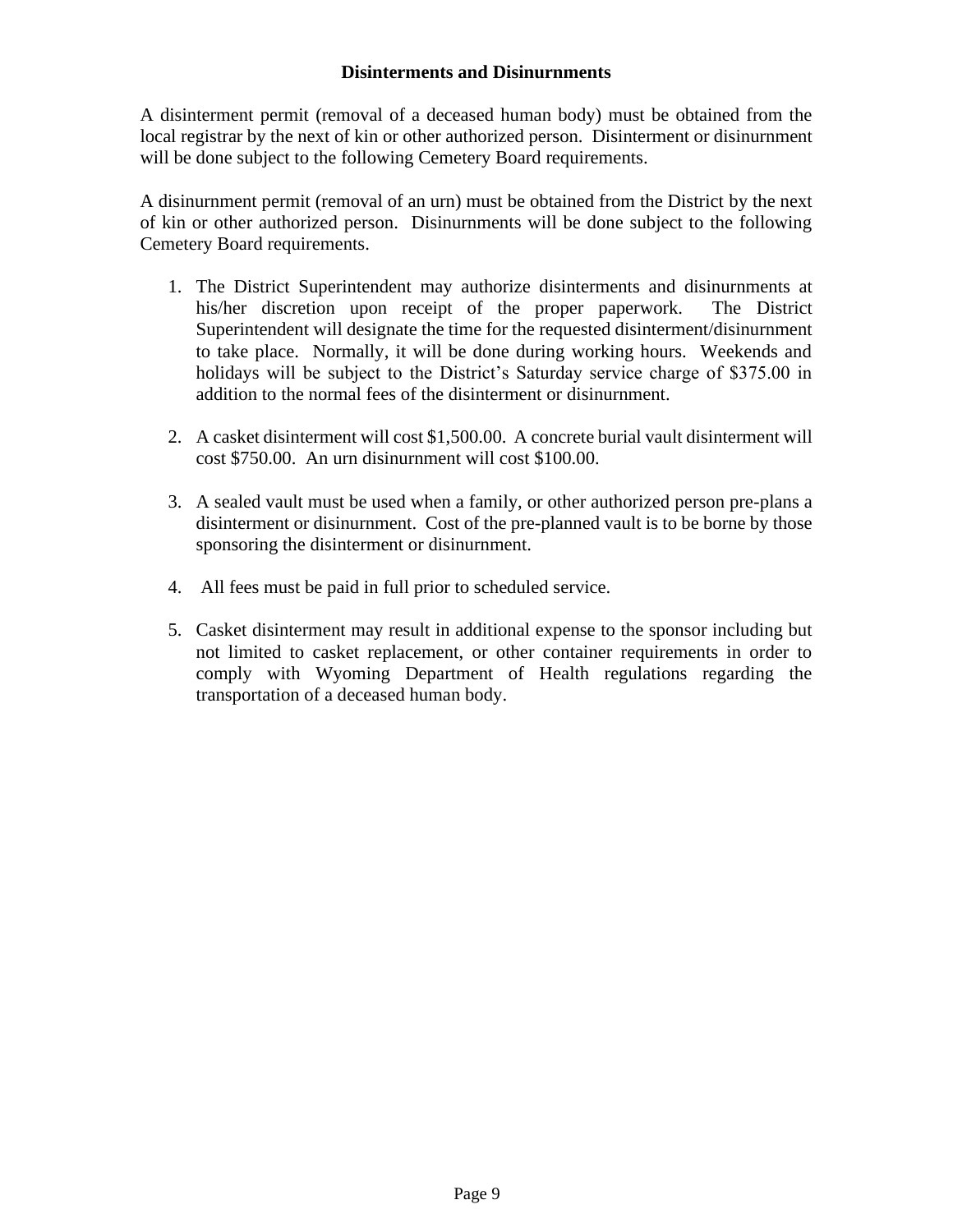## Disinterments and Disinurnments

A disinterment permit (removal of a deceased human body) must be obtained from the local registrar by the next of kin or other authorized person. Disinterment or disinurnment will be done subject to the following Cemetery Board requirements.

A disinurnment permit (removal of an urn) must be obtained from the District by the next of kin or other authorized person. Disinurnments will be done subject to the following Cemetery Board requirements.

1. The District Superintendent may authorize disinterments and disinurnments at his/her discretion upon receipt of the proper paperwork. The District Superintendent will designate the time for the requested disinterment/disinurnment to take place. Normally, it will be done during working hours. Weekends and holidays will be subject to the District's Saturday service charge of $375.00 in addition to the normal fees of the disinterment or disinurnment.

2. A casket disinterment will cost $1,500.00. A concrete burial vault disinterment will cost $750.00. An urn disinurnment will cost $100.00.

3. A sealed vault must be used when a family, or other authorized person pre-plans a disinterment or disinurnment. Cost of the pre-planned vault is to be borne by those sponsoring the disinterment or disinurnment.

4. All fees must be paid in full prior to scheduled service.

5. Casket disinterment may result in additional expense to the sponsor including but not limited to casket replacement, or other container requirements in order to comply with Wyoming Department of Health regulations regarding the transportation of a deceased human body.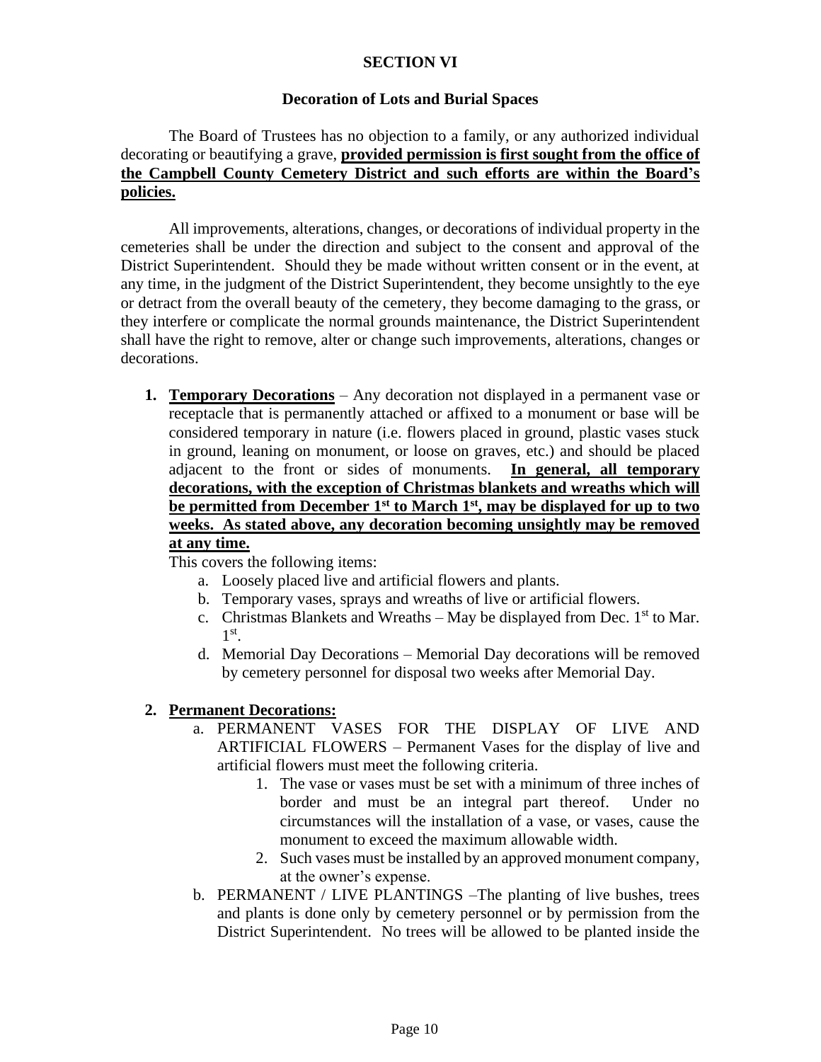# SECTION VI

## Decoration of Lots and Burial Spaces

The Board of Trustees has no objection to a family, or any authorized individual decorating or beautifying a grave, **provided permission is first sought from the office of the Campbell County Cemetery District and such efforts are within the Board's policies.**

All improvements, alterations, changes, or decorations of individual property in the cemeteries shall be under the direction and subject to the consent and approval of the District Superintendent. Should they be made without written consent or in the event, at any time, in the judgment of the District Superintendent, they become unsightly to the eye or detract from the overall beauty of the cemetery, they become damaging to the grass, or they interfere or complicate the normal grounds maintenance, the District Superintendent shall have the right to remove, alter or change such improvements, alterations, changes or decorations.

1. **Temporary Decorations** – Any decoration not displayed in a permanent vase or receptacle that is permanently attached or affixed to a monument or base will be considered temporary in nature (i.e. flowers placed in ground, plastic vases stuck in ground, leaning on monument, or loose on graves, etc.) and should be placed adjacent to the front or sides of monuments. **In general, all temporary decorations, with the exception of Christmas blankets and wreaths which will be permitted from December 1st to March 1st, may be displayed for up to two weeks. As stated above, any decoration becoming unsightly may be removed at any time.**

   This covers the following items:
   a. Loosely placed live and artificial flowers and plants.
   b. Temporary vases, sprays and wreaths of live or artificial flowers.
   c. Christmas Blankets and Wreaths – May be displayed from Dec. 1st to Mar. 1st.
   d. Memorial Day Decorations – Memorial Day decorations will be removed by cemetery personnel for disposal two weeks after Memorial Day.

2. **Permanent Decorations:**
   a. PERMANENT VASES FOR THE DISPLAY OF LIVE AND ARTIFICIAL FLOWERS – Permanent Vases for the display of live and artificial flowers must meet the following criteria.
      1. The vase or vases must be set with a minimum of three inches of border and must be an integral part thereof. Under no circumstances will the installation of a vase, or vases, cause the monument to exceed the maximum allowable width.
      2. Such vases must be installed by an approved monument company, at the owner's expense.

   b. PERMANENT / LIVE PLANTINGS –The planting of live bushes, trees and plants is done only by cemetery personnel or by permission from the District Superintendent. No trees will be allowed to be planted inside the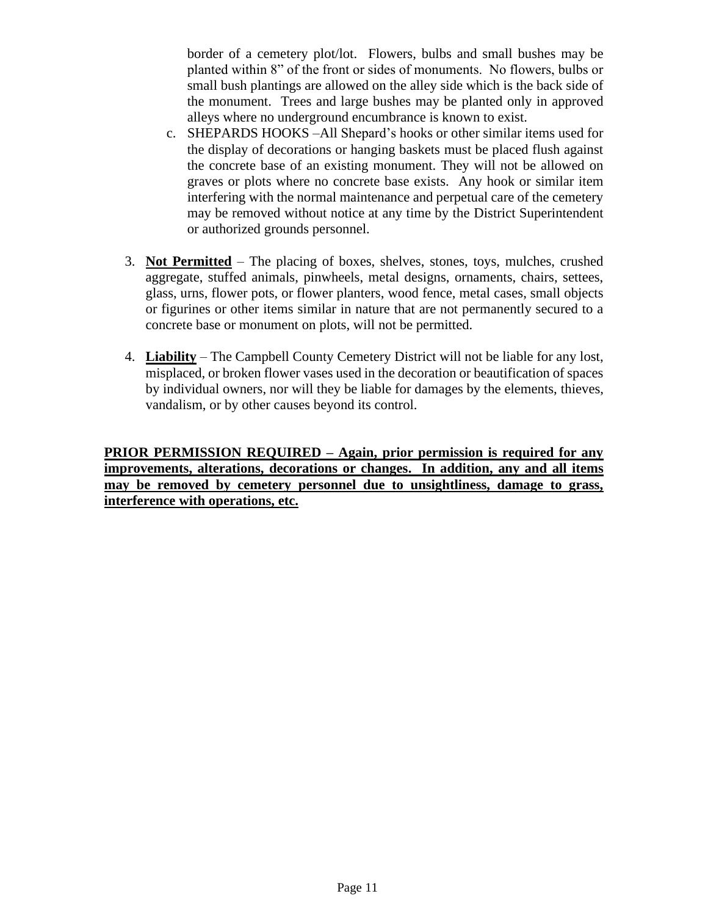border of a cemetery plot/lot. Flowers, bulbs and small bushes may be planted within 8" of the front or sides of monuments. No flowers, bulbs or small bush plantings are allowed on the alley side which is the back side of the monument. Trees and large bushes may be planted only in approved alleys where no underground encumbrance is known to exist.

   c. SHEPARDS HOOKS –All Shepard's hooks or other similar items used for the display of decorations or hanging baskets must be placed flush against the concrete base of an existing monument. They will not be allowed on graves or plots where no concrete base exists. Any hook or similar item interfering with the normal maintenance and perpetual care of the cemetery may be removed without notice at any time by the District Superintendent or authorized grounds personnel.

3. **Not Permitted** – The placing of boxes, shelves, stones, toys, mulches, crushed aggregate, stuffed animals, pinwheels, metal designs, ornaments, chairs, settees, glass, urns, flower pots, or flower planters, wood fence, metal cases, small objects or figurines or other items similar in nature that are not permanently secured to a concrete base or monument on plots, will not be permitted.

4. **Liability** – The Campbell County Cemetery District will not be liable for any lost, misplaced, or broken flower vases used in the decoration or beautification of spaces by individual owners, nor will they be liable for damages by the elements, thieves, vandalism, or by other causes beyond its control.

**PRIOR PERMISSION REQUIRED – Again, prior permission is required for any improvements, alterations, decorations or changes. In addition, any and all items may be removed by cemetery personnel due to unsightliness, damage to grass, interference with operations, etc.**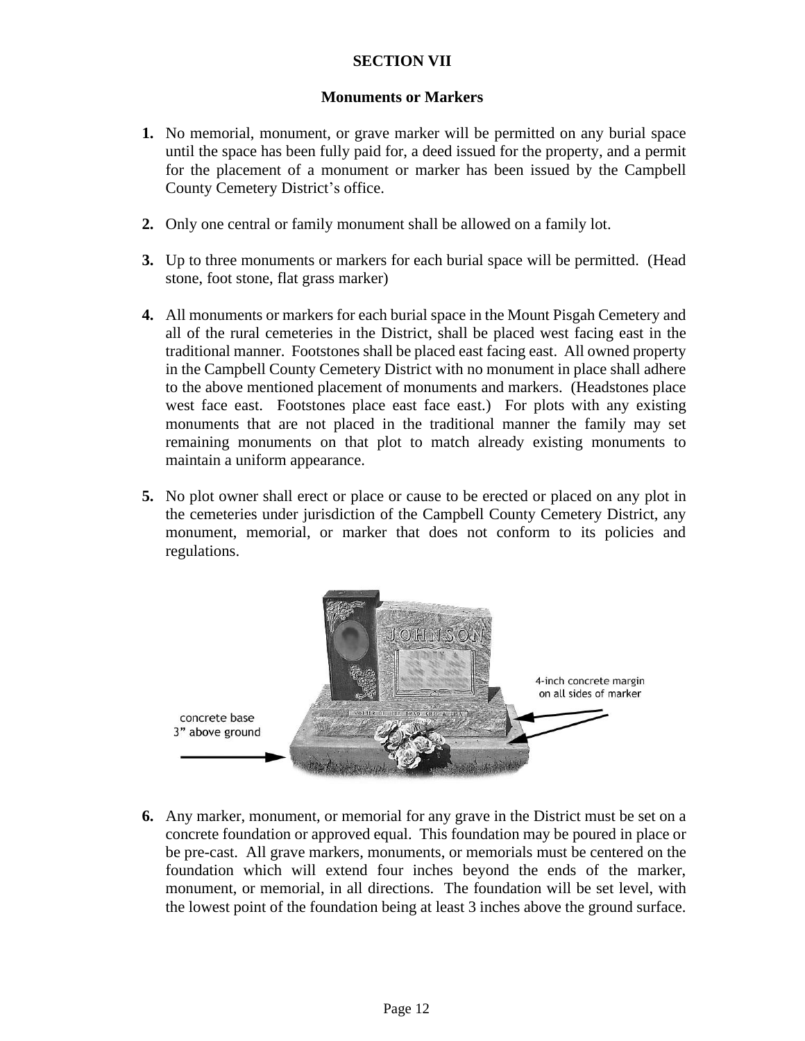## SECTION VII

### Monuments or Markers

1. No memorial, monument, or grave marker will be permitted on any burial space until the space has been fully paid for, a deed issued for the property, and a permit for the placement of a monument or marker has been issued by the Campbell County Cemetery District's office.

2. Only one central or family monument shall be allowed on a family lot.

3. Up to three monuments or markers for each burial space will be permitted. (Head stone, foot stone, flat grass marker)

4. All monuments or markers for each burial space in the Mount Pisgah Cemetery and all of the rural cemeteries in the District, shall be placed west facing east in the traditional manner. Footstones shall be placed east facing east. All owned property in the Campbell County Cemetery District with no monument in place shall adhere to the above mentioned placement of monuments and markers. (Headstones place west face east. Footstones place east face east.) For plots with any existing monuments that are not placed in the traditional manner the family may set remaining monuments on that plot to match already existing monuments to maintain a uniform appearance.

5. No plot owner shall erect or place or cause to be erected or placed on any plot in the cemeteries under jurisdiction of the Campbell County Cemetery District, any monument, memorial, or marker that does not conform to its policies and regulations.

concrete base 3" above ground

4-inch concrete margin on all sides of marker

6. Any marker, monument, or memorial for any grave in the District must be set on a concrete foundation or approved equal. This foundation may be poured in place or be pre-cast. All grave markers, monuments, or memorials must be centered on the foundation which will extend four inches beyond the ends of the marker, monument, or memorial, in all directions. The foundation will be set level, with the lowest point of the foundation being at least 3 inches above the ground surface.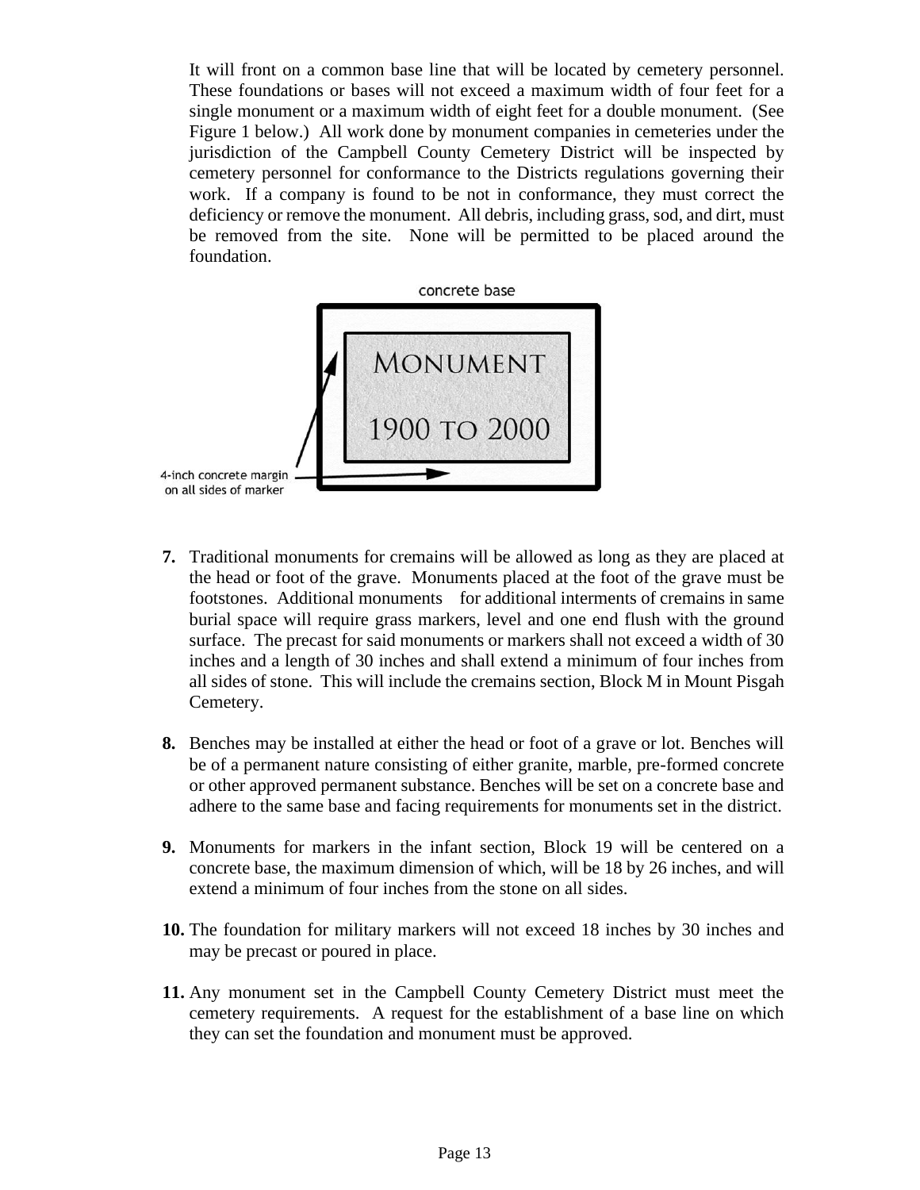It will front on a common base line that will be located by cemetery personnel. These foundations or bases will not exceed a maximum width of four feet for a single monument or a maximum width of eight feet for a double monument. (See Figure 1 below.) All work done by monument companies in cemeteries under the jurisdiction of the Campbell County Cemetery District will be inspected by cemetery personnel for conformance to the Districts regulations governing their work. If a company is found to be not in conformance, they must correct the deficiency or remove the monument. All debris, including grass, sod, and dirt, must be removed from the site. None will be permitted to be placed around the foundation.

concrete base

MONUMENT

1900 TO 2000

4-inch concrete margin on all sides of marker

7. Traditional monuments for cremains will be allowed as long as they are placed at the head or foot of the grave. Monuments placed at the foot of the grave must be footstones. Additional monuments for additional interments of cremains in same burial space will require grass markers, level and one end flush with the ground surface. The precast for said monuments or markers shall not exceed a width of 30 inches and a length of 30 inches and shall extend a minimum of four inches from all sides of stone. This will include the cremains section, Block M in Mount Pisgah Cemetery.

8. Benches may be installed at either the head or foot of a grave or lot. Benches will be of a permanent nature consisting of either granite, marble, pre-formed concrete or other approved permanent substance. Benches will be set on a concrete base and adhere to the same base and facing requirements for monuments set in the district.

9. Monuments for markers in the infant section, Block 19 will be centered on a concrete base, the maximum dimension of which, will be 18 by 26 inches, and will extend a minimum of four inches from the stone on all sides.

10. The foundation for military markers will not exceed 18 inches by 30 inches and may be precast or poured in place.

11. Any monument set in the Campbell County Cemetery District must meet the cemetery requirements. A request for the establishment of a base line on which they can set the foundation and monument must be approved.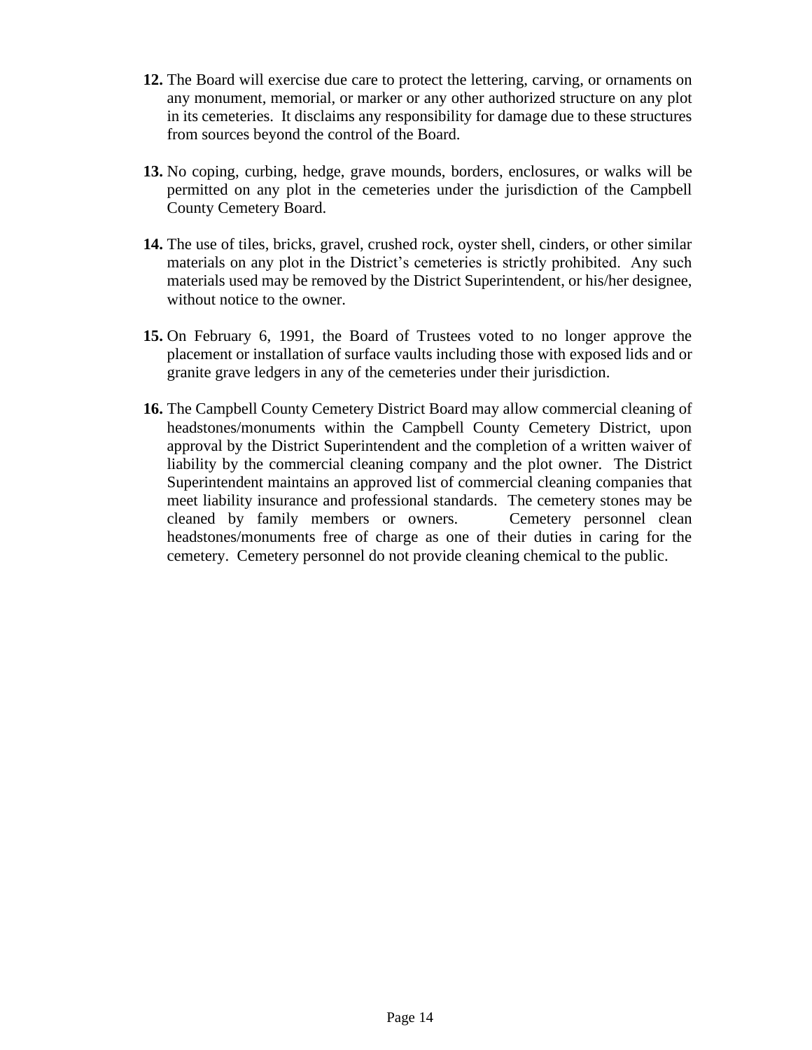**12.** The Board will exercise due care to protect the lettering, carving, or ornaments on any monument, memorial, or marker or any other authorized structure on any plot in its cemeteries. It disclaims any responsibility for damage due to these structures from sources beyond the control of the Board.

**13.** No coping, curbing, hedge, grave mounds, borders, enclosures, or walks will be permitted on any plot in the cemeteries under the jurisdiction of the Campbell County Cemetery Board.

**14.** The use of tiles, bricks, gravel, crushed rock, oyster shell, cinders, or other similar materials on any plot in the District's cemeteries is strictly prohibited. Any such materials used may be removed by the District Superintendent, or his/her designee, without notice to the owner.

**15.** On February 6, 1991, the Board of Trustees voted to no longer approve the placement or installation of surface vaults including those with exposed lids and or granite grave ledgers in any of the cemeteries under their jurisdiction.

**16.** The Campbell County Cemetery District Board may allow commercial cleaning of headstones/monuments within the Campbell County Cemetery District, upon approval by the District Superintendent and the completion of a written waiver of liability by the commercial cleaning company and the plot owner. The District Superintendent maintains an approved list of commercial cleaning companies that meet liability insurance and professional standards. The cemetery stones may be cleaned by family members or owners. Cemetery personnel clean headstones/monuments free of charge as one of their duties in caring for the cemetery. Cemetery personnel do not provide cleaning chemical to the public.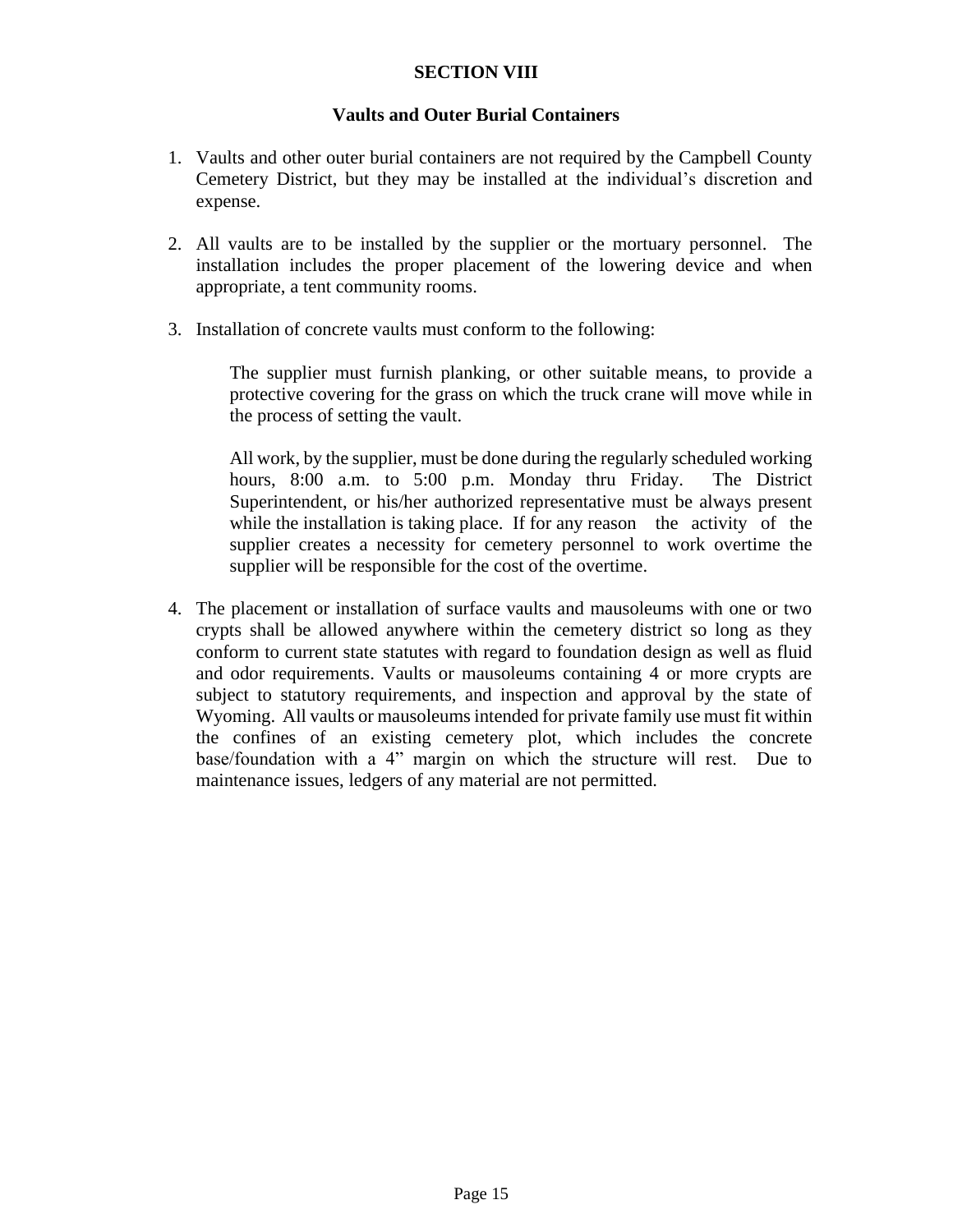# SECTION VIII

## Vaults and Outer Burial Containers

1. Vaults and other outer burial containers are not required by the Campbell County Cemetery District, but they may be installed at the individual's discretion and expense.

2. All vaults are to be installed by the supplier or the mortuary personnel. The installation includes the proper placement of the lowering device and when appropriate, a tent community rooms.

3. Installation of concrete vaults must conform to the following:

   The supplier must furnish planking, or other suitable means, to provide a protective covering for the grass on which the truck crane will move while in the process of setting the vault.

   All work, by the supplier, must be done during the regularly scheduled working hours, 8:00 a.m. to 5:00 p.m. Monday thru Friday. The District Superintendent, or his/her authorized representative must be always present while the installation is taking place. If for any reason the activity of the supplier creates a necessity for cemetery personnel to work overtime the supplier will be responsible for the cost of the overtime.

4. The placement or installation of surface vaults and mausoleums with one or two crypts shall be allowed anywhere within the cemetery district so long as they conform to current state statutes with regard to foundation design as well as fluid and odor requirements. Vaults or mausoleums containing 4 or more crypts are subject to statutory requirements, and inspection and approval by the state of Wyoming. All vaults or mausoleums intended for private family use must fit within the confines of an existing cemetery plot, which includes the concrete base/foundation with a 4" margin on which the structure will rest. Due to maintenance issues, ledgers of any material are not permitted.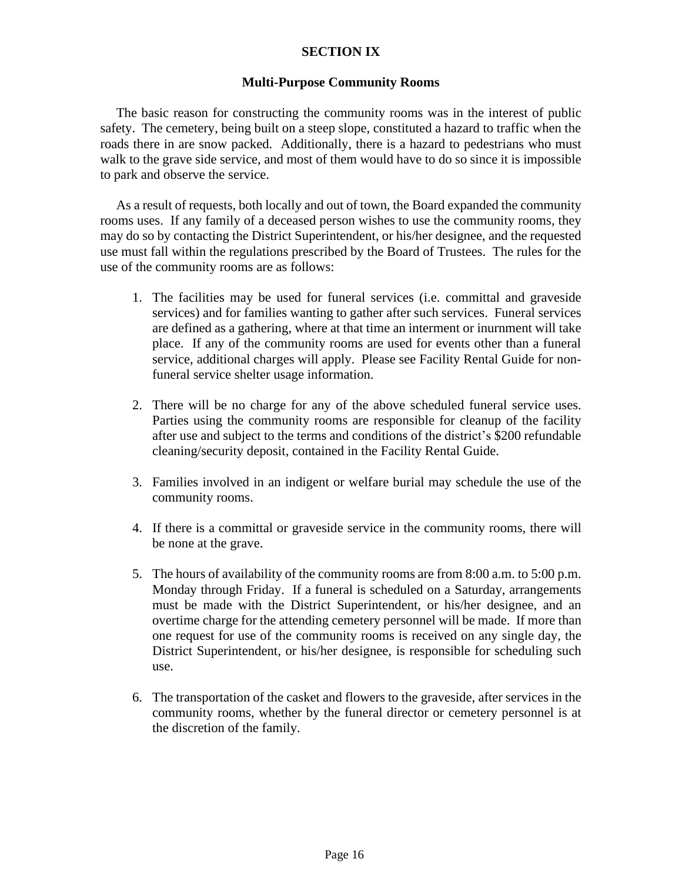## SECTION IX

### Multi-Purpose Community Rooms

The basic reason for constructing the community rooms was in the interest of public safety. The cemetery, being built on a steep slope, constituted a hazard to traffic when the roads there in are snow packed. Additionally, there is a hazard to pedestrians who must walk to the grave side service, and most of them would have to do so since it is impossible to park and observe the service.

As a result of requests, both locally and out of town, the Board expanded the community rooms uses. If any family of a deceased person wishes to use the community rooms, they may do so by contacting the District Superintendent, or his/her designee, and the requested use must fall within the regulations prescribed by the Board of Trustees. The rules for the use of the community rooms are as follows:

1. The facilities may be used for funeral services (i.e. committal and graveside services) and for families wanting to gather after such services. Funeral services are defined as a gathering, where at that time an interment or inurnment will take place. If any of the community rooms are used for events other than a funeral service, additional charges will apply. Please see Facility Rental Guide for non-funeral service shelter usage information.

2. There will be no charge for any of the above scheduled funeral service uses. Parties using the community rooms are responsible for cleanup of the facility after use and subject to the terms and conditions of the district's $200 refundable cleaning/security deposit, contained in the Facility Rental Guide.

3. Families involved in an indigent or welfare burial may schedule the use of the community rooms.

4. If there is a committal or graveside service in the community rooms, there will be none at the grave.

5. The hours of availability of the community rooms are from 8:00 a.m. to 5:00 p.m. Monday through Friday. If a funeral is scheduled on a Saturday, arrangements must be made with the District Superintendent, or his/her designee, and an overtime charge for the attending cemetery personnel will be made. If more than one request for use of the community rooms is received on any single day, the District Superintendent, or his/her designee, is responsible for scheduling such use.

6. The transportation of the casket and flowers to the graveside, after services in the community rooms, whether by the funeral director or cemetery personnel is at the discretion of the family.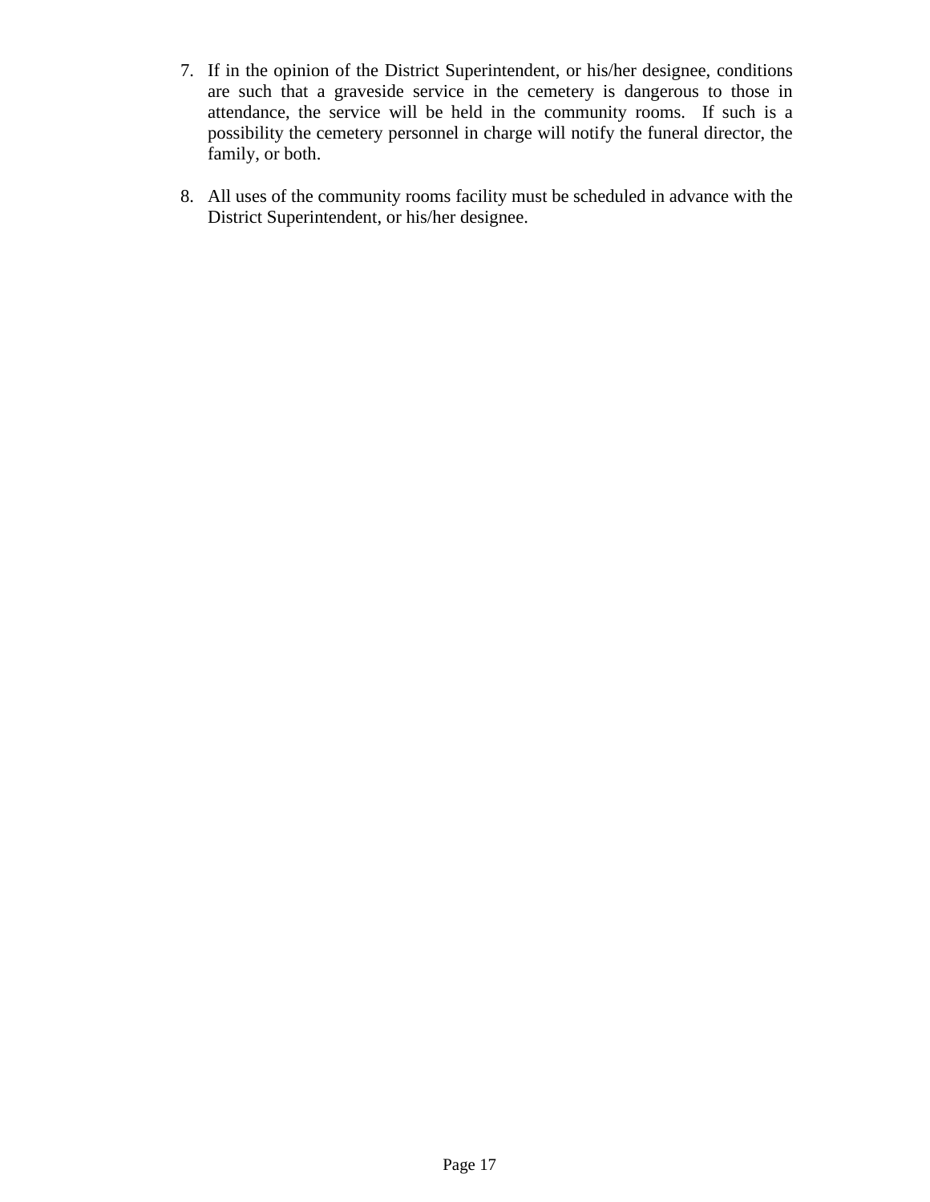7. If in the opinion of the District Superintendent, or his/her designee, conditions are such that a graveside service in the cemetery is dangerous to those in attendance, the service will be held in the community rooms. If such is a possibility the cemetery personnel in charge will notify the funeral director, the family, or both.

8. All uses of the community rooms facility must be scheduled in advance with the District Superintendent, or his/her designee.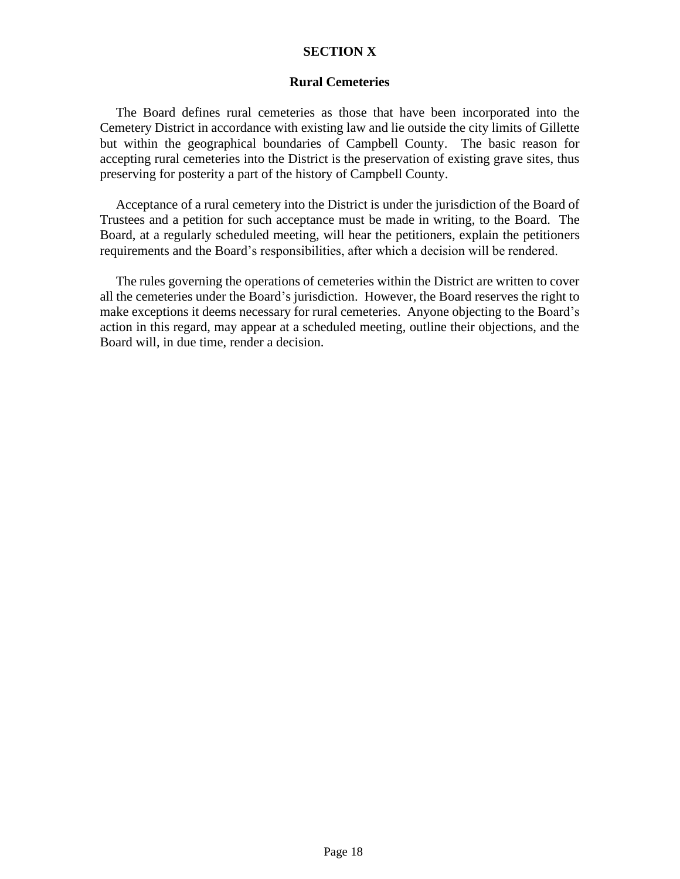## SECTION X

### Rural Cemeteries

The Board defines rural cemeteries as those that have been incorporated into the Cemetery District in accordance with existing law and lie outside the city limits of Gillette but within the geographical boundaries of Campbell County. The basic reason for accepting rural cemeteries into the District is the preservation of existing grave sites, thus preserving for posterity a part of the history of Campbell County.

Acceptance of a rural cemetery into the District is under the jurisdiction of the Board of Trustees and a petition for such acceptance must be made in writing, to the Board. The Board, at a regularly scheduled meeting, will hear the petitioners, explain the petitioners requirements and the Board's responsibilities, after which a decision will be rendered.

The rules governing the operations of cemeteries within the District are written to cover all the cemeteries under the Board's jurisdiction. However, the Board reserves the right to make exceptions it deems necessary for rural cemeteries. Anyone objecting to the Board's action in this regard, may appear at a scheduled meeting, outline their objections, and the Board will, in due time, render a decision.